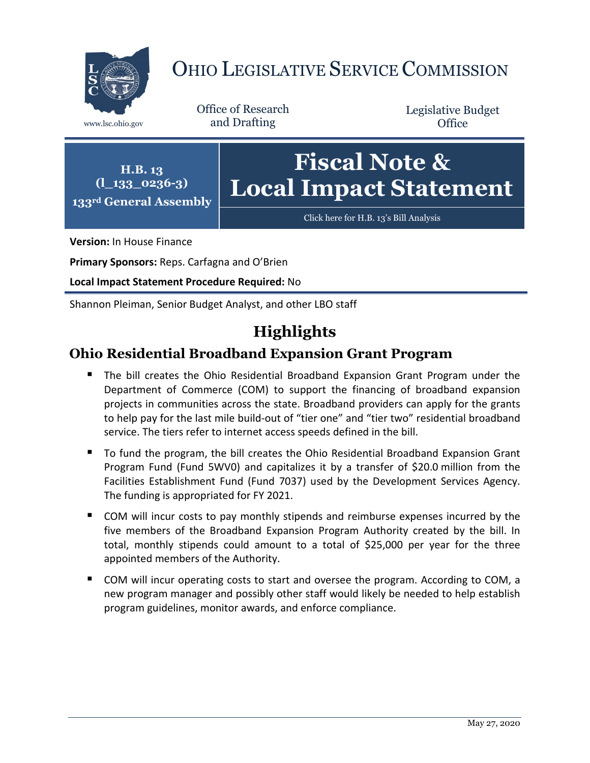# OHIO LEGISLATIVE SERVICE COMMISSION

www.lsc.ohio.gov

Office of Research and Drafting

Legislative Budget Office

**H.B. 13**
**(l_133_0236-3)**
**133rd General Assembly**

# Fiscal Note & Local Impact Statement

Click here for H.B. 13's Bill Analysis

**Version:** In House Finance

**Primary Sponsors:** Reps. Carfagna and O'Brien

**Local Impact Statement Procedure Required:** No

Shannon Pleiman, Senior Budget Analyst, and other LBO staff

## Highlights

### Ohio Residential Broadband Expansion Grant Program

- The bill creates the Ohio Residential Broadband Expansion Grant Program under the Department of Commerce (COM) to support the financing of broadband expansion projects in communities across the state. Broadband providers can apply for the grants to help pay for the last mile build-out of "tier one" and "tier two" residential broadband service. The tiers refer to internet access speeds defined in the bill.
- To fund the program, the bill creates the Ohio Residential Broadband Expansion Grant Program Fund (Fund 5WV0) and capitalizes it by a transfer of $20.0 million from the Facilities Establishment Fund (Fund 7037) used by the Development Services Agency. The funding is appropriated for FY 2021.
- COM will incur costs to pay monthly stipends and reimburse expenses incurred by the five members of the Broadband Expansion Program Authority created by the bill. In total, monthly stipends could amount to a total of $25,000 per year for the three appointed members of the Authority.
- COM will incur operating costs to start and oversee the program. According to COM, a new program manager and possibly other staff would likely be needed to help establish program guidelines, monitor awards, and enforce compliance.

May 27, 2020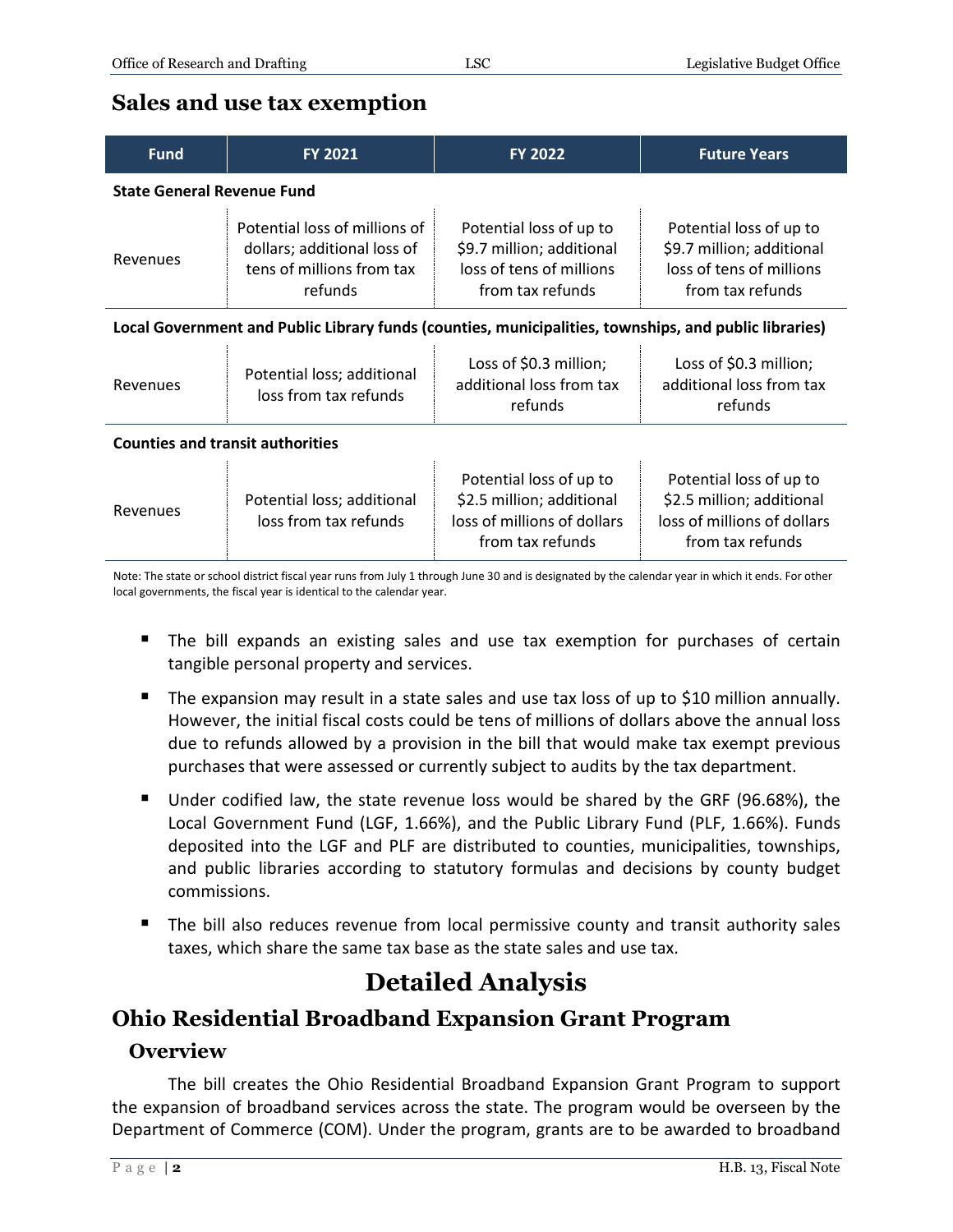## Sales and use tax exemption

| Fund | FY 2021 | FY 2022 | Future Years |
|---|---|---|---|
| **State General Revenue Fund** | | | |
| Revenues | Potential loss of millions of dollars; additional loss of tens of millions from tax refunds | Potential loss of up to $9.7 million; additional loss of tens of millions from tax refunds | Potential loss of up to $9.7 million; additional loss of tens of millions from tax refunds |
| **Local Government and Public Library funds (counties, municipalities, townships, and public libraries)** | | | |
| Revenues | Potential loss; additional loss from tax refunds | Loss of $0.3 million; additional loss from tax refunds | Loss of $0.3 million; additional loss from tax refunds |
| **Counties and transit authorities** | | | |
| Revenues | Potential loss; additional loss from tax refunds | Potential loss of up to $2.5 million; additional loss of millions of dollars from tax refunds | Potential loss of up to $2.5 million; additional loss of millions of dollars from tax refunds |

Note: The state or school district fiscal year runs from July 1 through June 30 and is designated by the calendar year in which it ends. For other local governments, the fiscal year is identical to the calendar year.

- The bill expands an existing sales and use tax exemption for purchases of certain tangible personal property and services.
- The expansion may result in a state sales and use tax loss of up to $10 million annually. However, the initial fiscal costs could be tens of millions of dollars above the annual loss due to refunds allowed by a provision in the bill that would make tax exempt previous purchases that were assessed or currently subject to audits by the tax department.
- Under codified law, the state revenue loss would be shared by the GRF (96.68%), the Local Government Fund (LGF, 1.66%), and the Public Library Fund (PLF, 1.66%). Funds deposited into the LGF and PLF are distributed to counties, municipalities, townships, and public libraries according to statutory formulas and decisions by county budget commissions.
- The bill also reduces revenue from local permissive county and transit authority sales taxes, which share the same tax base as the state sales and use tax.

# Detailed Analysis

## Ohio Residential Broadband Expansion Grant Program

### Overview

The bill creates the Ohio Residential Broadband Expansion Grant Program to support the expansion of broadband services across the state. The program would be overseen by the Department of Commerce (COM). Under the program, grants are to be awarded to broadband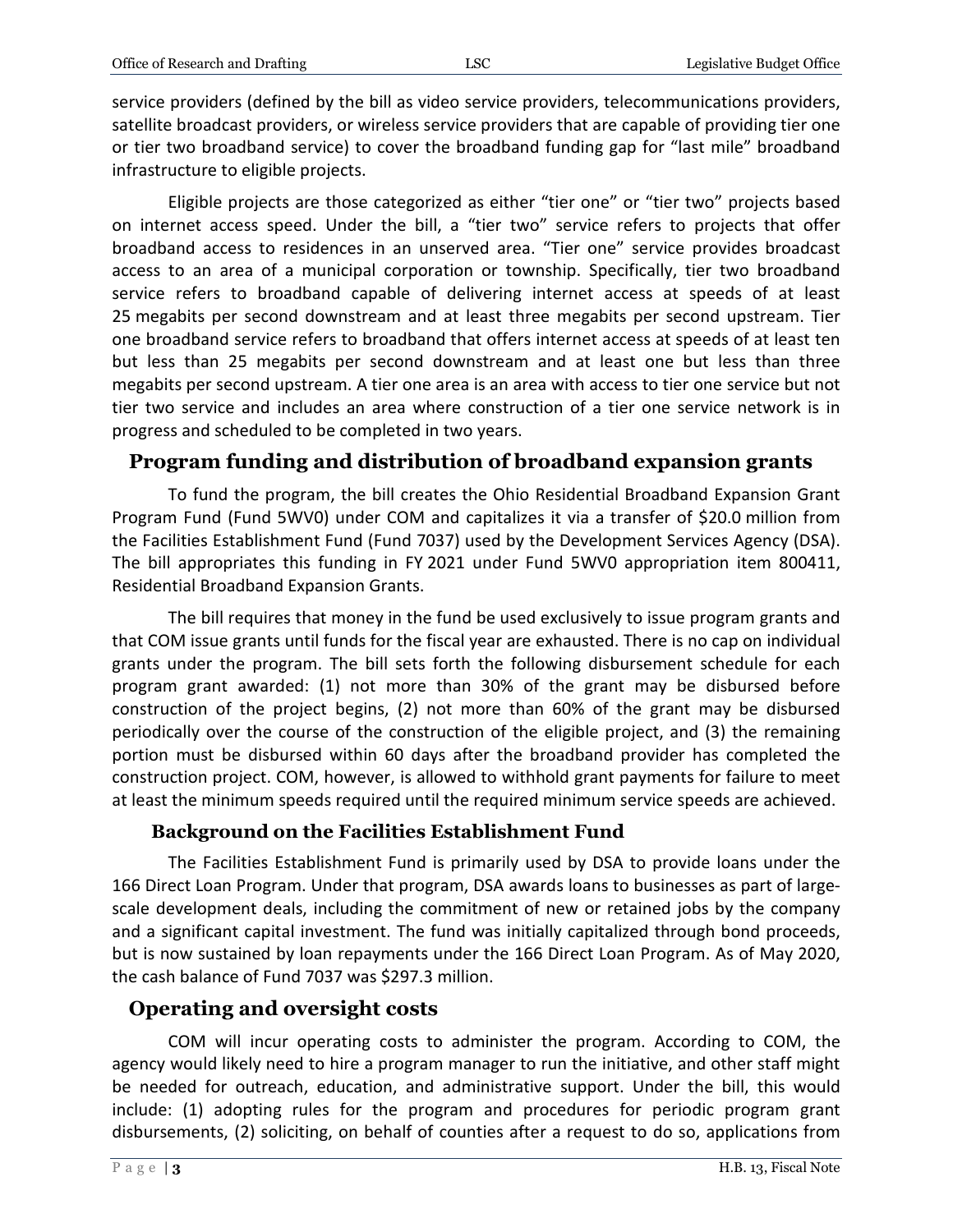service providers (defined by the bill as video service providers, telecommunications providers, satellite broadcast providers, or wireless service providers that are capable of providing tier one or tier two broadband service) to cover the broadband funding gap for "last mile" broadband infrastructure to eligible projects.

Eligible projects are those categorized as either "tier one" or "tier two" projects based on internet access speed. Under the bill, a "tier two" service refers to projects that offer broadband access to residences in an unserved area. "Tier one" service provides broadcast access to an area of a municipal corporation or township. Specifically, tier two broadband service refers to broadband capable of delivering internet access at speeds of at least 25 megabits per second downstream and at least three megabits per second upstream. Tier one broadband service refers to broadband that offers internet access at speeds of at least ten but less than 25 megabits per second downstream and at least one but less than three megabits per second upstream. A tier one area is an area with access to tier one service but not tier two service and includes an area where construction of a tier one service network is in progress and scheduled to be completed in two years.

## Program funding and distribution of broadband expansion grants

To fund the program, the bill creates the Ohio Residential Broadband Expansion Grant Program Fund (Fund 5WV0) under COM and capitalizes it via a transfer of $20.0 million from the Facilities Establishment Fund (Fund 7037) used by the Development Services Agency (DSA). The bill appropriates this funding in FY 2021 under Fund 5WV0 appropriation item 800411, Residential Broadband Expansion Grants.

The bill requires that money in the fund be used exclusively to issue program grants and that COM issue grants until funds for the fiscal year are exhausted. There is no cap on individual grants under the program. The bill sets forth the following disbursement schedule for each program grant awarded: (1) not more than 30% of the grant may be disbursed before construction of the project begins, (2) not more than 60% of the grant may be disbursed periodically over the course of the construction of the eligible project, and (3) the remaining portion must be disbursed within 60 days after the broadband provider has completed the construction project. COM, however, is allowed to withhold grant payments for failure to meet at least the minimum speeds required until the required minimum service speeds are achieved.

### Background on the Facilities Establishment Fund

The Facilities Establishment Fund is primarily used by DSA to provide loans under the 166 Direct Loan Program. Under that program, DSA awards loans to businesses as part of large-scale development deals, including the commitment of new or retained jobs by the company and a significant capital investment. The fund was initially capitalized through bond proceeds, but is now sustained by loan repayments under the 166 Direct Loan Program. As of May 2020, the cash balance of Fund 7037 was $297.3 million.

## Operating and oversight costs

COM will incur operating costs to administer the program. According to COM, the agency would likely need to hire a program manager to run the initiative, and other staff might be needed for outreach, education, and administrative support. Under the bill, this would include: (1) adopting rules for the program and procedures for periodic program grant disbursements, (2) soliciting, on behalf of counties after a request to do so, applications from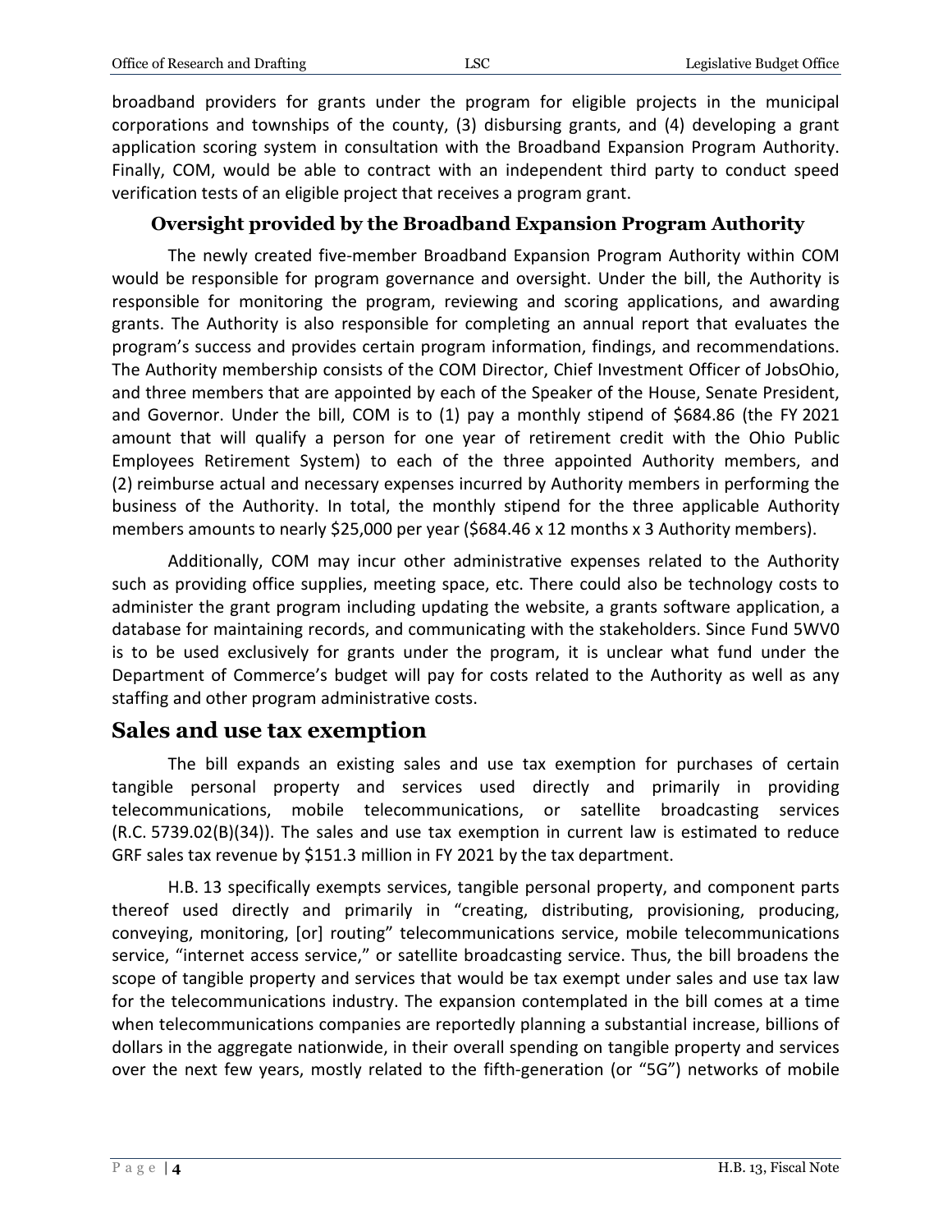broadband providers for grants under the program for eligible projects in the municipal corporations and townships of the county, (3) disbursing grants, and (4) developing a grant application scoring system in consultation with the Broadband Expansion Program Authority. Finally, COM, would be able to contract with an independent third party to conduct speed verification tests of an eligible project that receives a program grant.

### Oversight provided by the Broadband Expansion Program Authority

The newly created five-member Broadband Expansion Program Authority within COM would be responsible for program governance and oversight. Under the bill, the Authority is responsible for monitoring the program, reviewing and scoring applications, and awarding grants. The Authority is also responsible for completing an annual report that evaluates the program's success and provides certain program information, findings, and recommendations. The Authority membership consists of the COM Director, Chief Investment Officer of JobsOhio, and three members that are appointed by each of the Speaker of the House, Senate President, and Governor. Under the bill, COM is to (1) pay a monthly stipend of $684.86 (the FY 2021 amount that will qualify a person for one year of retirement credit with the Ohio Public Employees Retirement System) to each of the three appointed Authority members, and (2) reimburse actual and necessary expenses incurred by Authority members in performing the business of the Authority. In total, the monthly stipend for the three applicable Authority members amounts to nearly $25,000 per year ($684.46 x 12 months x 3 Authority members).

Additionally, COM may incur other administrative expenses related to the Authority such as providing office supplies, meeting space, etc. There could also be technology costs to administer the grant program including updating the website, a grants software application, a database for maintaining records, and communicating with the stakeholders. Since Fund 5WV0 is to be used exclusively for grants under the program, it is unclear what fund under the Department of Commerce's budget will pay for costs related to the Authority as well as any staffing and other program administrative costs.

## Sales and use tax exemption

The bill expands an existing sales and use tax exemption for purchases of certain tangible personal property and services used directly and primarily in providing telecommunications, mobile telecommunications, or satellite broadcasting services (R.C. 5739.02(B)(34)). The sales and use tax exemption in current law is estimated to reduce GRF sales tax revenue by $151.3 million in FY 2021 by the tax department.

H.B. 13 specifically exempts services, tangible personal property, and component parts thereof used directly and primarily in "creating, distributing, provisioning, producing, conveying, monitoring, [or] routing" telecommunications service, mobile telecommunications service, "internet access service," or satellite broadcasting service. Thus, the bill broadens the scope of tangible property and services that would be tax exempt under sales and use tax law for the telecommunications industry. The expansion contemplated in the bill comes at a time when telecommunications companies are reportedly planning a substantial increase, billions of dollars in the aggregate nationwide, in their overall spending on tangible property and services over the next few years, mostly related to the fifth-generation (or "5G") networks of mobile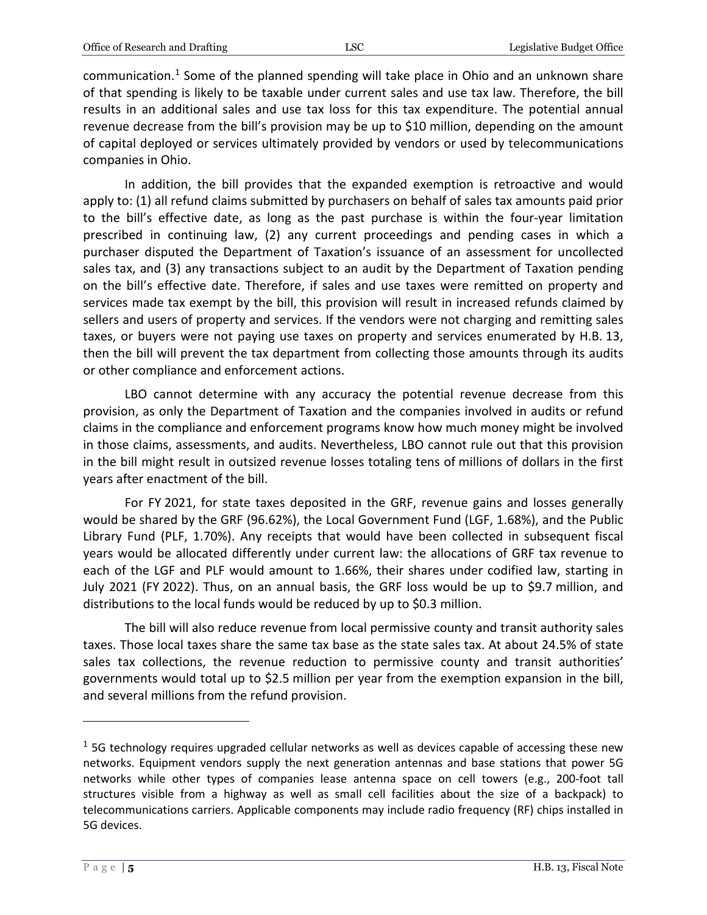communication.[1] Some of the planned spending will take place in Ohio and an unknown share of that spending is likely to be taxable under current sales and use tax law. Therefore, the bill results in an additional sales and use tax loss for this tax expenditure. The potential annual revenue decrease from the bill's provision may be up to $10 million, depending on the amount of capital deployed or services ultimately provided by vendors or used by telecommunications companies in Ohio.

In addition, the bill provides that the expanded exemption is retroactive and would apply to: (1) all refund claims submitted by purchasers on behalf of sales tax amounts paid prior to the bill's effective date, as long as the past purchase is within the four-year limitation prescribed in continuing law, (2) any current proceedings and pending cases in which a purchaser disputed the Department of Taxation's issuance of an assessment for uncollected sales tax, and (3) any transactions subject to an audit by the Department of Taxation pending on the bill's effective date. Therefore, if sales and use taxes were remitted on property and services made tax exempt by the bill, this provision will result in increased refunds claimed by sellers and users of property and services. If the vendors were not charging and remitting sales taxes, or buyers were not paying use taxes on property and services enumerated by H.B. 13, then the bill will prevent the tax department from collecting those amounts through its audits or other compliance and enforcement actions.

LBO cannot determine with any accuracy the potential revenue decrease from this provision, as only the Department of Taxation and the companies involved in audits or refund claims in the compliance and enforcement programs know how much money might be involved in those claims, assessments, and audits. Nevertheless, LBO cannot rule out that this provision in the bill might result in outsized revenue losses totaling tens of millions of dollars in the first years after enactment of the bill.

For FY 2021, for state taxes deposited in the GRF, revenue gains and losses generally would be shared by the GRF (96.62%), the Local Government Fund (LGF, 1.68%), and the Public Library Fund (PLF, 1.70%). Any receipts that would have been collected in subsequent fiscal years would be allocated differently under current law: the allocations of GRF tax revenue to each of the LGF and PLF would amount to 1.66%, their shares under codified law, starting in July 2021 (FY 2022). Thus, on an annual basis, the GRF loss would be up to $9.7 million, and distributions to the local funds would be reduced by up to $0.3 million.

The bill will also reduce revenue from local permissive county and transit authority sales taxes. Those local taxes share the same tax base as the state sales tax. At about 24.5% of state sales tax collections, the revenue reduction to permissive county and transit authorities' governments would total up to $2.5 million per year from the exemption expansion in the bill, and several millions from the refund provision.

---

[1] 5G technology requires upgraded cellular networks as well as devices capable of accessing these new networks. Equipment vendors supply the next generation antennas and base stations that power 5G networks while other types of companies lease antenna space on cell towers (e.g., 200-foot tall structures visible from a highway as well as small cell facilities about the size of a backpack) to telecommunications carriers. Applicable components may include radio frequency (RF) chips installed in 5G devices.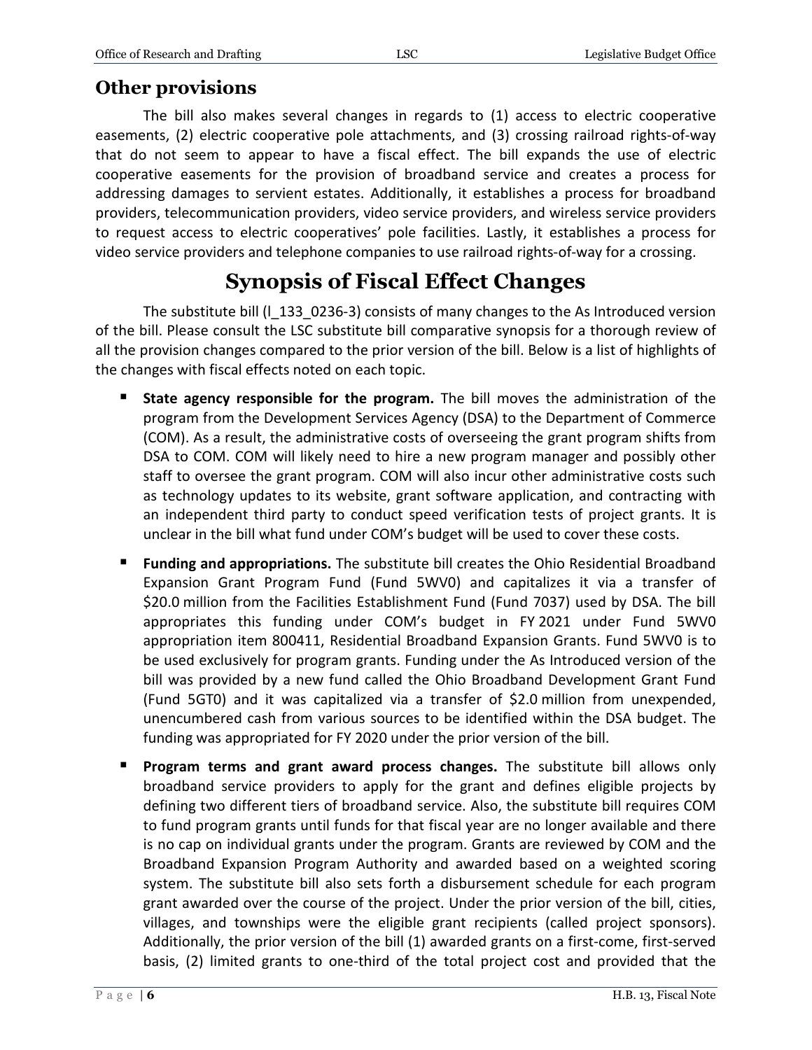## Other provisions

The bill also makes several changes in regards to (1) access to electric cooperative easements, (2) electric cooperative pole attachments, and (3) crossing railroad rights-of-way that do not seem to appear to have a fiscal effect. The bill expands the use of electric cooperative easements for the provision of broadband service and creates a process for addressing damages to servient estates. Additionally, it establishes a process for broadband providers, telecommunication providers, video service providers, and wireless service providers to request access to electric cooperatives' pole facilities. Lastly, it establishes a process for video service providers and telephone companies to use railroad rights-of-way for a crossing.

# Synopsis of Fiscal Effect Changes

The substitute bill (l_133_0236-3) consists of many changes to the As Introduced version of the bill. Please consult the LSC substitute bill comparative synopsis for a thorough review of all the provision changes compared to the prior version of the bill. Below is a list of highlights of the changes with fiscal effects noted on each topic.

- **State agency responsible for the program.** The bill moves the administration of the program from the Development Services Agency (DSA) to the Department of Commerce (COM). As a result, the administrative costs of overseeing the grant program shifts from DSA to COM. COM will likely need to hire a new program manager and possibly other staff to oversee the grant program. COM will also incur other administrative costs such as technology updates to its website, grant software application, and contracting with an independent third party to conduct speed verification tests of project grants. It is unclear in the bill what fund under COM's budget will be used to cover these costs.
- **Funding and appropriations.** The substitute bill creates the Ohio Residential Broadband Expansion Grant Program Fund (Fund 5WV0) and capitalizes it via a transfer of $20.0 million from the Facilities Establishment Fund (Fund 7037) used by DSA. The bill appropriates this funding under COM's budget in FY 2021 under Fund 5WV0 appropriation item 800411, Residential Broadband Expansion Grants. Fund 5WV0 is to be used exclusively for program grants. Funding under the As Introduced version of the bill was provided by a new fund called the Ohio Broadband Development Grant Fund (Fund 5GT0) and it was capitalized via a transfer of $2.0 million from unexpended, unencumbered cash from various sources to be identified within the DSA budget. The funding was appropriated for FY 2020 under the prior version of the bill.
- **Program terms and grant award process changes.** The substitute bill allows only broadband service providers to apply for the grant and defines eligible projects by defining two different tiers of broadband service. Also, the substitute bill requires COM to fund program grants until funds for that fiscal year are no longer available and there is no cap on individual grants under the program. Grants are reviewed by COM and the Broadband Expansion Program Authority and awarded based on a weighted scoring system. The substitute bill also sets forth a disbursement schedule for each program grant awarded over the course of the project. Under the prior version of the bill, cities, villages, and townships were the eligible grant recipients (called project sponsors). Additionally, the prior version of the bill (1) awarded grants on a first-come, first-served basis, (2) limited grants to one-third of the total project cost and provided that the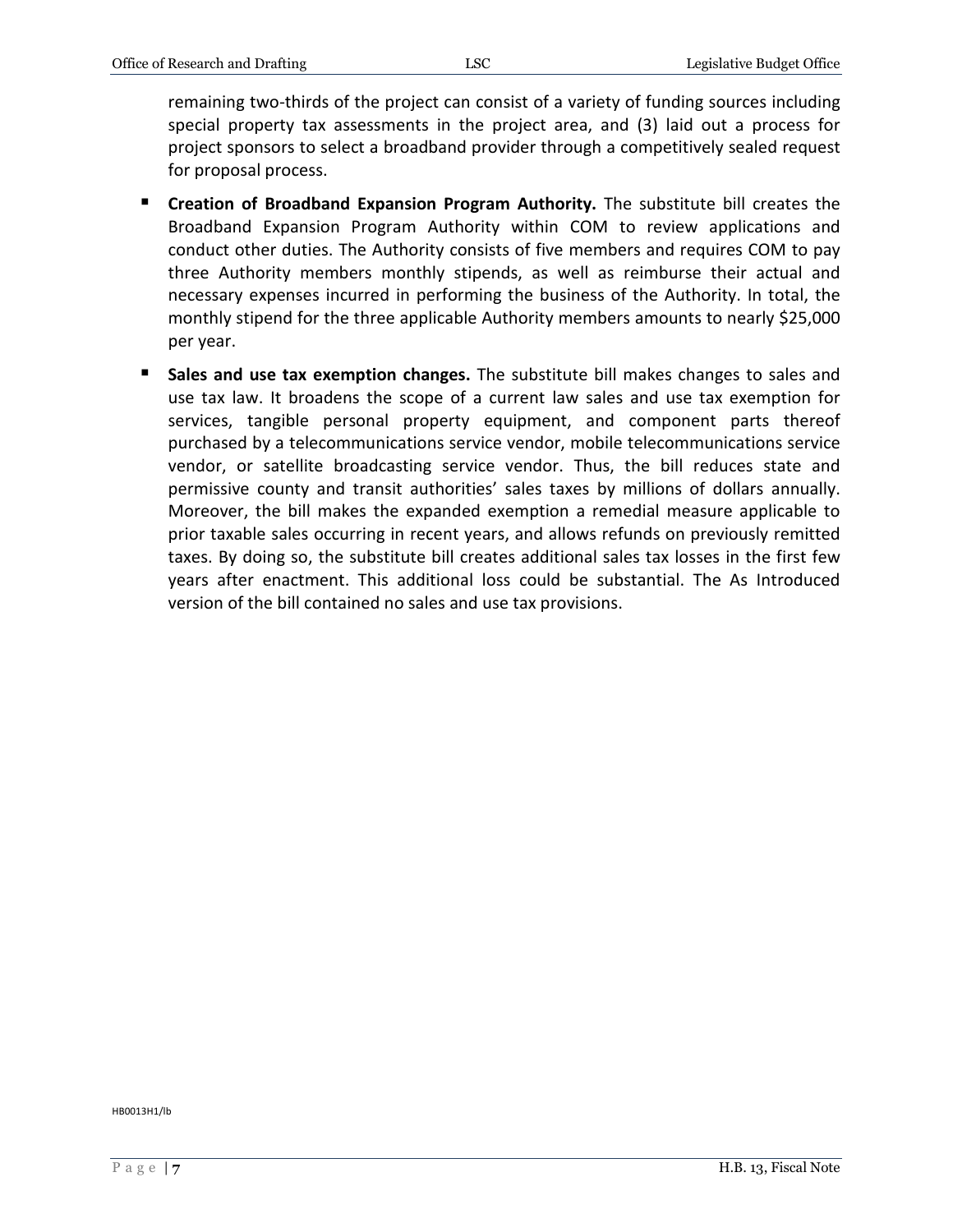remaining two-thirds of the project can consist of a variety of funding sources including special property tax assessments in the project area, and (3) laid out a process for project sponsors to select a broadband provider through a competitively sealed request for proposal process.

- **Creation of Broadband Expansion Program Authority.** The substitute bill creates the Broadband Expansion Program Authority within COM to review applications and conduct other duties. The Authority consists of five members and requires COM to pay three Authority members monthly stipends, as well as reimburse their actual and necessary expenses incurred in performing the business of the Authority. In total, the monthly stipend for the three applicable Authority members amounts to nearly $25,000 per year.
- **Sales and use tax exemption changes.** The substitute bill makes changes to sales and use tax law. It broadens the scope of a current law sales and use tax exemption for services, tangible personal property equipment, and component parts thereof purchased by a telecommunications service vendor, mobile telecommunications service vendor, or satellite broadcasting service vendor. Thus, the bill reduces state and permissive county and transit authorities' sales taxes by millions of dollars annually. Moreover, the bill makes the expanded exemption a remedial measure applicable to prior taxable sales occurring in recent years, and allows refunds on previously remitted taxes. By doing so, the substitute bill creates additional sales tax losses in the first few years after enactment. This additional loss could be substantial. The As Introduced version of the bill contained no sales and use tax provisions.

HB0013H1/lb